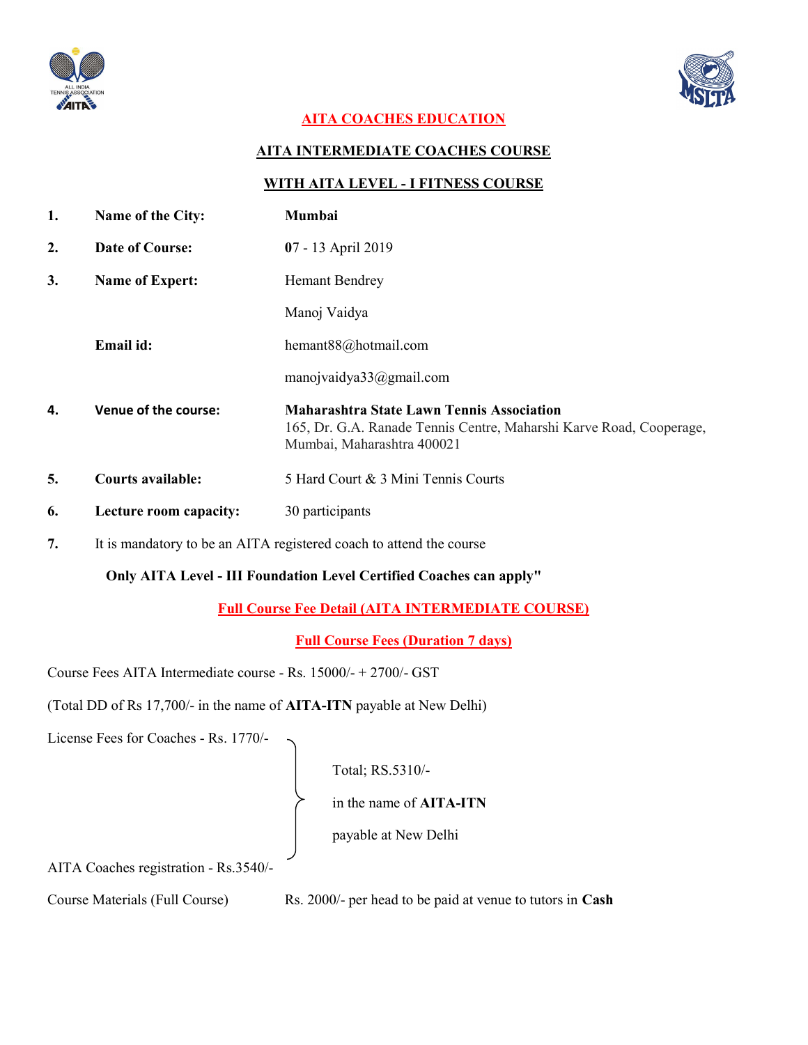## AITA COACHES EDUCATION

### AITA INTERMEDIATE COACHES COURSE

### WITH AITA LEVEL - I FITNESS COURSE

1. **Name of the City:** **Mumbai**
2. **Date of Course:** **07** - 13 April 2019
3. **Name of Expert:** Hemant Bendrey
   Manoj Vaidya
   **Email id:** hemant88@hotmail.com
   manojvaidya33@gmail.com
4. **Venue of the course:** **Maharashtra State Lawn Tennis Association**
   165, Dr. G.A. Ranade Tennis Centre, Maharshi Karve Road, Cooperage, Mumbai, Maharashtra 400021
5. **Courts available:** 5 Hard Court & 3 Mini Tennis Courts
6. **Lecture room capacity:** 30 participants
7. It is mandatory to be an AITA registered coach to attend the course

**Only AITA Level - III Foundation Level Certified Coaches can apply"**

**Full Course Fee Detail (AITA INTERMEDIATE COURSE)**

**Full Course Fees (Duration 7 days)**

Course Fees AITA Intermediate course - Rs. 15000/- + 2700/- GST

(Total DD of Rs 17,700/- in the name of **AITA-ITN** payable at New Delhi)

License Fees for Coaches - Rs. 1770/-

AITA Coaches registration - Rs.3540/-

Total; RS.5310/- in the name of **AITA-ITN** payable at New Delhi

Course Materials (Full Course) Rs. 2000/- per head to be paid at venue to tutors in **Cash**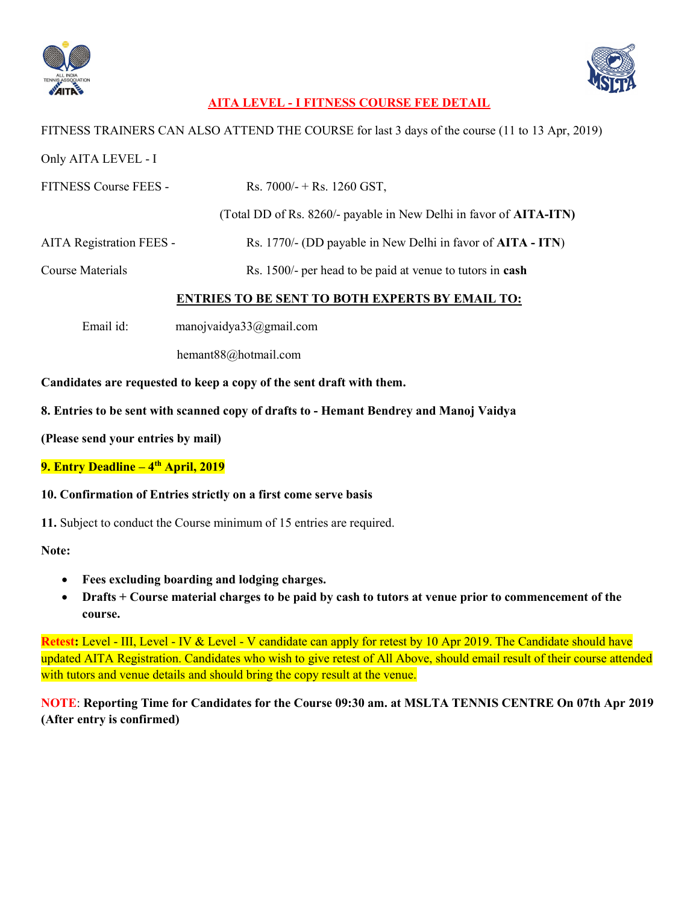## AITA LEVEL - I FITNESS COURSE FEE DETAIL

FITNESS TRAINERS CAN ALSO ATTEND THE COURSE for last 3 days of the course (11 to 13 Apr, 2019)

Only AITA LEVEL - I

| | |
|---|---|
| FITNESS Course FEES - | Rs. 7000/- + Rs. 1260 GST, (Total DD of Rs. 8260/- payable in New Delhi in favor of **AITA-ITN)** |
| AITA Registration FEES - | Rs. 1770/- (DD payable in New Delhi in favor of **AITA - ITN**) |
| Course Materials | Rs. 1500/- per head to be paid at venue to tutors in **cash** |

**ENTRIES TO BE SENT TO BOTH EXPERTS BY EMAIL TO:**

Email id: manojvaidya33@gmail.com

hemant88@hotmail.com

**Candidates are requested to keep a copy of the sent draft with them.**

**8. Entries to be sent with scanned copy of drafts to - Hemant Bendrey and Manoj Vaidya**

**(Please send your entries by mail)**

**9. Entry Deadline – 4th April, 2019**

**10. Confirmation of Entries strictly on a first come serve basis**

**11.** Subject to conduct the Course minimum of 15 entries are required.

**Note:**

- **Fees excluding boarding and lodging charges.**
- **Drafts + Course material charges to be paid by cash to tutors at venue prior to commencement of the course.**

**Retest:** Level - III, Level - IV & Level - V candidate can apply for retest by 10 Apr 2019. The Candidate should have updated AITA Registration. Candidates who wish to give retest of All Above, should email result of their course attended with tutors and venue details and should bring the copy result at the venue.

NOTE: **Reporting Time for Candidates for the Course 09:30 am. at MSLTA TENNIS CENTRE On 07th Apr 2019 (After entry is confirmed)**